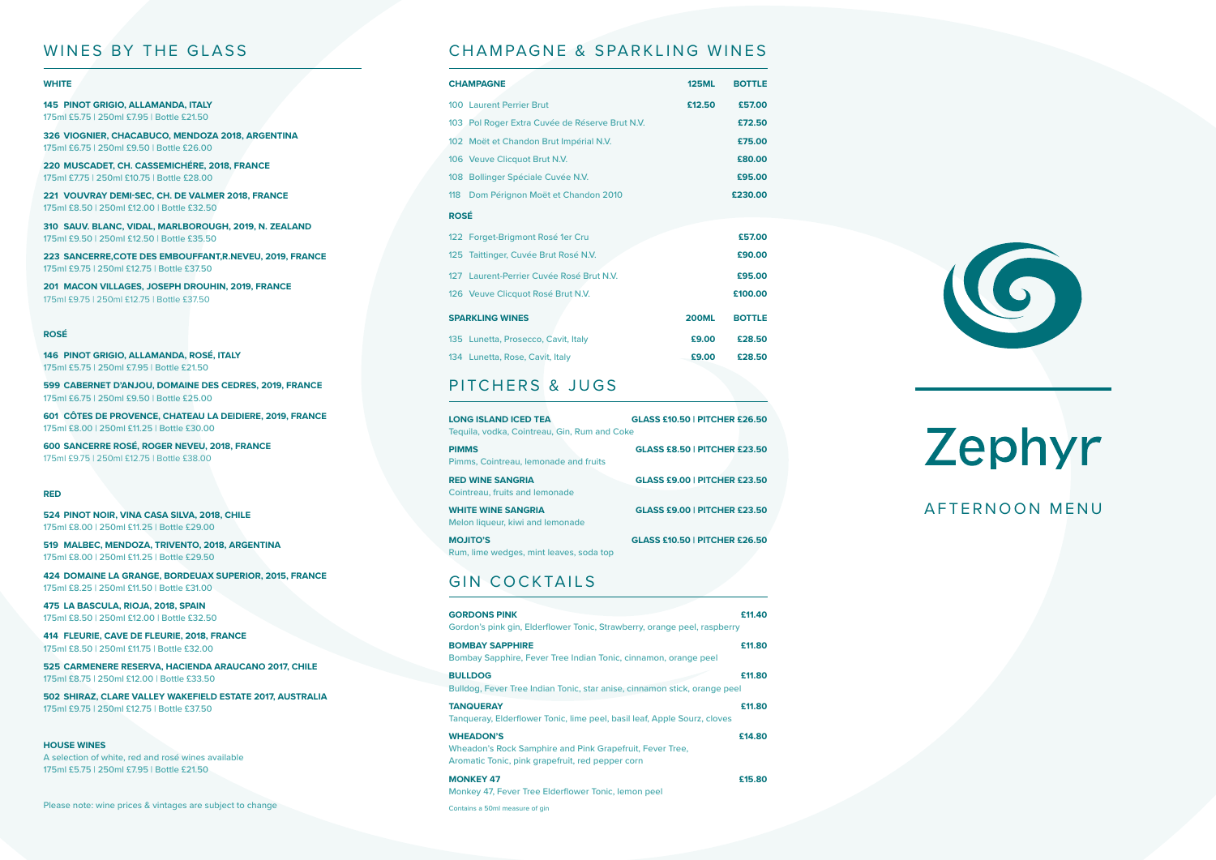## WINES BY THE GLASS

### WHITE

**145 PINOT GRIGIO, ALLAMANDA, ITALY**
175ml £5.75 | 250ml £7.95 | Bottle £21.50

**326 VIOGNIER, CHACABUCO, MENDOZA 2018, ARGENTINA**
175ml £6.75 | 250ml £9.50 | Bottle £26.00

**220 MUSCADET, CH. CASSEMICHÉRE, 2018, FRANCE**
175ml £7.75 | 250ml £10.75 | Bottle £28.00

**221 VOUVRAY DEMI-SEC, CH. DE VALMER 2018, FRANCE**
175ml £8.50 | 250ml £12.00 | Bottle £32.50

**310 SAUV. BLANC, VIDAL, MARLBOROUGH, 2019, N. ZEALAND**
175ml £9.50 | 250ml £12.50 | Bottle £35.50

**223 SANCERRE,COTE DES EMBOUFFANT,R.NEVEU, 2019, FRANCE**
175ml £9.75 | 250ml £12.75 | Bottle £37.50

**201 MACON VILLAGES, JOSEPH DROUHIN, 2019, FRANCE**
175ml £9.75 | 250ml £12.75 | Bottle £37.50

### ROSÉ

**146 PINOT GRIGIO, ALLAMANDA, ROSÉ, ITALY**
175ml £5.75 | 250ml £7.95 | Bottle £21.50

**599 CABERNET D'ANJOU, DOMAINE DES CEDRES, 2019, FRANCE**
175ml £6.75 | 250ml £9.50 | Bottle £25.00

**601 CÔTES DE PROVENCE, CHATEAU LA DEIDIERE, 2019, FRANCE**
175ml £8.00 | 250ml £11.25 | Bottle £30.00

**600 SANCERRE ROSÉ, ROGER NEVEU, 2018, FRANCE**
175ml £9.75 | 250ml £12.75 | Bottle £38.00

### RED

**524 PINOT NOIR, VINA CASA SILVA, 2018, CHILE**
175ml £8.00 | 250ml £11.25 | Bottle £29.00

**519 MALBEC, MENDOZA, TRIVENTO, 2018, ARGENTINA**
175ml £8.00 | 250ml £11.25 | Bottle £29.50

**424 DOMAINE LA GRANGE, BORDEUAX SUPERIOR, 2015, FRANCE**
175ml £8.25 | 250ml £11.50 | Bottle £31.00

**475 LA BASCULA, RIOJA, 2018, SPAIN**
175ml £8.50 | 250ml £12.00 | Bottle £32.50

**414 FLEURIE, CAVE DE FLEURIE, 2018, FRANCE**
175ml £8.50 | 250ml £11.75 | Bottle £32.00

**525 CARMENERE RESERVA, HACIENDA ARAUCANO 2017, CHILE**
175ml £8.75 | 250ml £12.00 | Bottle £33.50

**502 SHIRAZ, CLARE VALLEY WAKEFIELD ESTATE 2017, AUSTRALIA**
175ml £9.75 | 250ml £12.75 | Bottle £37.50

### HOUSE WINES

A selection of white, red and rosé wines available
175ml £5.75 | 250ml £7.95 | Bottle £21.50

Please note: wine prices & vintages are subject to change

## CHAMPAGNE & SPARKLING WINES

| CHAMPAGNE | 125ML | BOTTLE |
|---|---|---|
| 100 Laurent Perrier Brut | £12.50 | £57.00 |
| 103 Pol Roger Extra Cuvée de Réserve Brut N.V. | | £72.50 |
| 102 Moët et Chandon Brut Impérial N.V. | | £75.00 |
| 106 Veuve Clicquot Brut N.V. | | £80.00 |
| 108 Bollinger Spéciale Cuvée N.V. | | £95.00 |
| 118 Dom Pérignon Moët et Chandon 2010 | | £230.00 |
| **ROSÉ** | | |
| 122 Forget-Brigmont Rosé 1er Cru | | £57.00 |
| 125 Taittinger, Cuvée Brut Rosé N.V. | | £90.00 |
| 127 Laurent-Perrier Cuvée Rosé Brut N.V. | | £95.00 |
| 126 Veuve Clicquot Rosé Brut N.V. | | £100.00 |
| **SPARKLING WINES** | **200ML** | **BOTTLE** |
| 135 Lunetta, Prosecco, Cavit, Italy | £9.00 | £28.50 |
| 134 Lunetta, Rose, Cavit, Italy | £9.00 | £28.50 |

## PITCHERS & JUGS

**LONG ISLAND ICED TEA** — **GLASS £10.50 | PITCHER £26.50**
Tequila, vodka, Cointreau, Gin, Rum and Coke

**PIMMS** — **GLASS £8.50 | PITCHER £23.50**
Pimms, Cointreau, lemonade and fruits

**RED WINE SANGRIA** — **GLASS £9.00 | PITCHER £23.50**
Cointreau, fruits and lemonade

**WHITE WINE SANGRIA** — **GLASS £9.00 | PITCHER £23.50**
Melon liqueur, kiwi and lemonade

**MOJITO'S** — **GLASS £10.50 | PITCHER £26.50**
Rum, lime wedges, mint leaves, soda top

## GIN COCKTAILS

**GORDONS PINK** — **£11.40**
Gordon's pink gin, Elderflower Tonic, Strawberry, orange peel, raspberry

**BOMBAY SAPPHIRE** — **£11.80**
Bombay Sapphire, Fever Tree Indian Tonic, cinnamon, orange peel

**BULLDOG** — **£11.80**
Bulldog, Fever Tree Indian Tonic, star anise, cinnamon stick, orange peel

**TANQUERAY** — **£11.80**
Tanqueray, Elderflower Tonic, lime peel, basil leaf, Apple Sourz, cloves

**WHEADON'S** — **£14.80**
Wheadon's Rock Samphire and Pink Grapefruit, Fever Tree, Aromatic Tonic, pink grapefruit, red pepper corn

**MONKEY 47** — **£15.80**
Monkey 47, Fever Tree Elderflower Tonic, lemon peel

Contains a 50ml measure of gin

# Zephyr

AFTERNOON MENU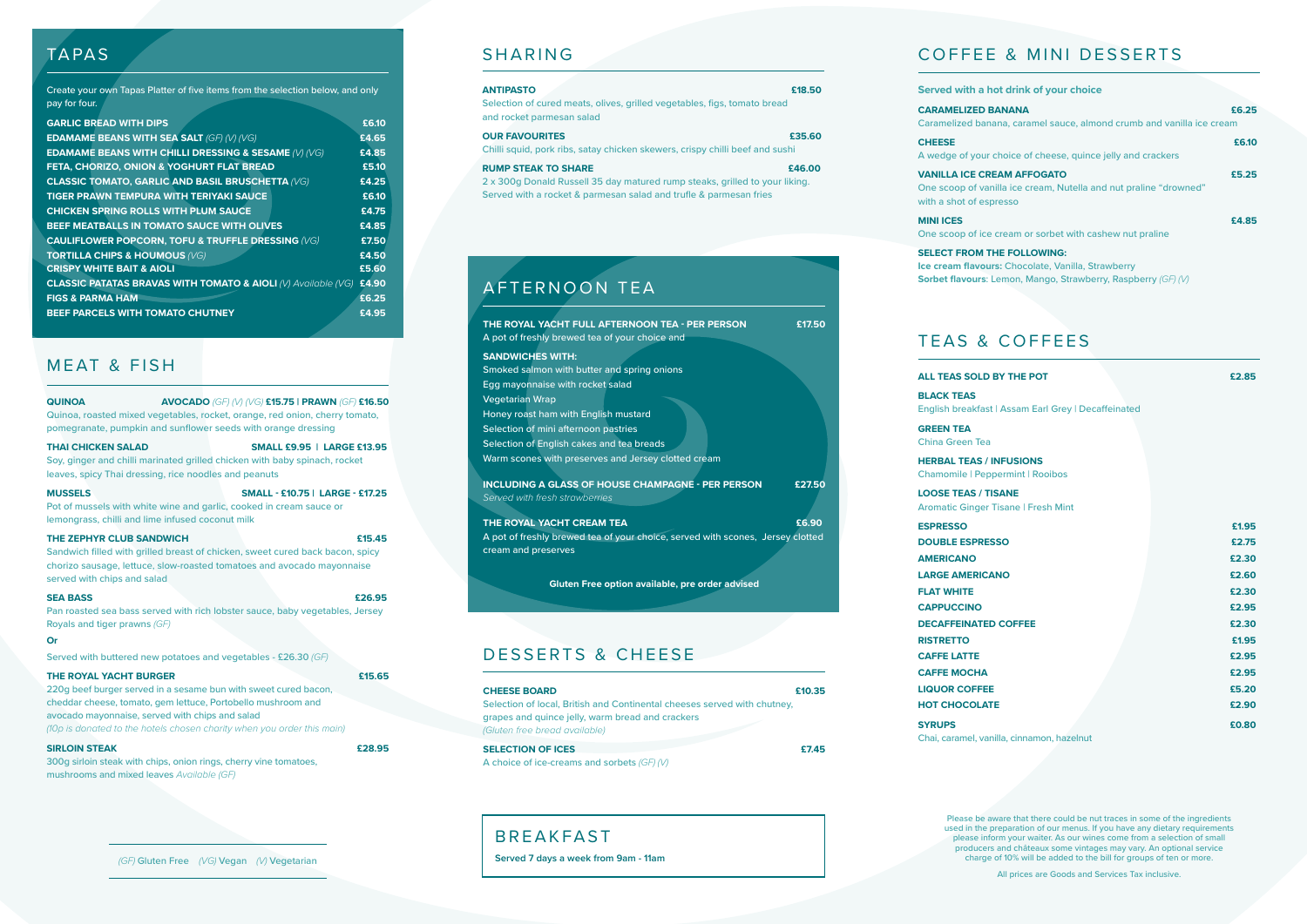## TAPAS

Create your own Tapas Platter of five items from the selection below, and only pay for four.

| | |
|---|---|
| **GARLIC BREAD WITH DIPS** | **£6.10** |
| **EDAMAME BEANS WITH SEA SALT** *(GF) (V) (VG)* | **£4.65** |
| **EDAMAME BEANS WITH CHILLI DRESSING & SESAME** *(V) (VG)* | **£4.85** |
| **FETA, CHORIZO, ONION & YOGHURT FLAT BREAD** | **£5.10** |
| **CLASSIC TOMATO, GARLIC AND BASIL BRUSCHETTA** *(VG)* | **£4.25** |
| **TIGER PRAWN TEMPURA WITH TERIYAKI SAUCE** | **£6.10** |
| **CHICKEN SPRING ROLLS WITH PLUM SAUCE** | **£4.75** |
| **BEEF MEATBALLS IN TOMATO SAUCE WITH OLIVES** | **£4.85** |
| **CAULIFLOWER POPCORN, TOFU & TRUFFLE DRESSING** *(VG)* | **£7.50** |
| **TORTILLA CHIPS & HOUMOUS** *(VG)* | **£4.50** |
| **CRISPY WHITE BAIT & AIOLI** | **£5.60** |
| **CLASSIC PATATAS BRAVAS WITH TOMATO & AIOLI** *(V) Available (VG)* | **£4.90** |
| **FIGS & PARMA HAM** | **£6.25** |
| **BEEF PARCELS WITH TOMATO CHUTNEY** | **£4.95** |

## MEAT & FISH

**QUINOA** **AVOCADO** *(GF) (V) (VG)* **£15.75 | PRAWN** *(GF)* **£16.50**
Quinoa, roasted mixed vegetables, rocket, orange, red onion, cherry tomato, pomegranate, pumpkin and sunflower seeds with orange dressing

**THAI CHICKEN SALAD** **SMALL £9.95 | LARGE £13.95**
Soy, ginger and chilli marinated grilled chicken with baby spinach, rocket leaves, spicy Thai dressing, rice noodles and peanuts

**MUSSELS** **SMALL - £10.75 | LARGE - £17.25**
Pot of mussels with white wine and garlic, cooked in cream sauce or lemongrass, chilli and lime infused coconut milk

**THE ZEPHYR CLUB SANDWICH** **£15.45**
Sandwich filled with grilled breast of chicken, sweet cured back bacon, spicy chorizo sausage, lettuce, slow-roasted tomatoes and avocado mayonnaise served with chips and salad

**SEA BASS** **£26.95**
Pan roasted sea bass served with rich lobster sauce, baby vegetables, Jersey Royals and tiger prawns *(GF)*

**Or**

Served with buttered new potatoes and vegetables - £26.30 *(GF)*

**THE ROYAL YACHT BURGER** **£15.65**
220g beef burger served in a sesame bun with sweet cured bacon, cheddar cheese, tomato, gem lettuce, Portobello mushroom and avocado mayonnaise, served with chips and salad
*(10p is donated to the hotels chosen charity when you order this main)*

**SIRLOIN STEAK** **£28.95**
300g sirloin steak with chips, onion rings, cherry vine tomatoes, mushrooms and mixed leaves *Available (GF)*

*(GF)* Gluten Free *(VG)* Vegan *(V)* Vegetarian

## SHARING

**ANTIPASTO** **£18.50**
Selection of cured meats, olives, grilled vegetables, figs, tomato bread and rocket parmesan salad

**OUR FAVOURITES** **£35.60**
Chilli squid, pork ribs, satay chicken skewers, crispy chilli beef and sushi

**RUMP STEAK TO SHARE** **£46.00**
2 x 300g Donald Russell 35 day matured rump steaks, grilled to your liking. Served with a rocket & parmesan salad and truffle & parmesan fries

## AFTERNOON TEA

**THE ROYAL YACHT FULL AFTERNOON TEA - PER PERSON** **£17.50**
A pot of freshly brewed tea of your choice and

**SANDWICHES WITH:**
Smoked salmon with butter and spring onions
Egg mayonnaise with rocket salad
Vegetarian Wrap
Honey roast ham with English mustard
Selection of mini afternoon pastries
Selection of English cakes and tea breads
Warm scones with preserves and Jersey clotted cream

**INCLUDING A GLASS OF HOUSE CHAMPAGNE - PER PERSON** **£27.50**
*Served with fresh strawberries*

**THE ROYAL YACHT CREAM TEA** **£6.90**
A pot of freshly brewed tea of your choice, served with scones, Jersey clotted cream and preserves

**Gluten Free option available, pre order advised**

## DESSERTS & CHEESE

**CHEESE BOARD** **£10.35**
Selection of local, British and Continental cheeses served with chutney, grapes and quince jelly, warm bread and crackers
*(Gluten free bread available)*

**SELECTION OF ICES** **£7.45**
A choice of ice-creams and sorbets *(GF) (V)*

## BREAKFAST

**Served 7 days a week from 9am - 11am**

## COFFEE & MINI DESSERTS

**Served with a hot drink of your choice**

**CARAMELIZED BANANA** **£6.25**
Caramelized banana, caramel sauce, almond crumb and vanilla ice cream

**CHEESE** **£6.10**
A wedge of your choice of cheese, quince jelly and crackers

**VANILLA ICE CREAM AFFOGATO** **£5.25**
One scoop of vanilla ice cream, Nutella and nut praline "drowned" with a shot of espresso

**MINI ICES** **£4.85**
One scoop of ice cream or sorbet with cashew nut praline

**SELECT FROM THE FOLLOWING:**
**Ice cream flavours:** Chocolate, Vanilla, Strawberry
**Sorbet flavours**: Lemon, Mango, Strawberry, Raspberry *(GF) (V)*

## TEAS & COFFEES

**ALL TEAS SOLD BY THE POT** **£2.85**

**BLACK TEAS**
English breakfast | Assam Earl Grey | Decaffeinated

**GREEN TEA**
China Green Tea

**HERBAL TEAS / INFUSIONS**
Chamomile | Peppermint | Rooibos

**LOOSE TEAS / TISANE**
Aromatic Ginger Tisane | Fresh Mint

| | |
|---|---|
| **ESPRESSO** | **£1.95** |
| **DOUBLE ESPRESSO** | **£2.75** |
| **AMERICANO** | **£2.30** |
| **LARGE AMERICANO** | **£2.60** |
| **FLAT WHITE** | **£2.30** |
| **CAPPUCCINO** | **£2.95** |
| **DECAFFEINATED COFFEE** | **£2.30** |
| **RISTRETTO** | **£1.95** |
| **CAFFE LATTE** | **£2.95** |
| **CAFFE MOCHA** | **£2.95** |
| **LIQUOR COFFEE** | **£5.20** |
| **HOT CHOCOLATE** | **£2.90** |
| **SYRUPS** | **£0.80** |

Chai, caramel, vanilla, cinnamon, hazelnut

Please be aware that there could be nut traces in some of the ingredients used in the preparation of our menus. If you have any dietary requirements please inform your waiter. As our wines come from a selection of small producers and châteaux some vintages may vary. An optional service charge of 10% will be added to the bill for groups of ten or more.

All prices are Goods and Services Tax inclusive.